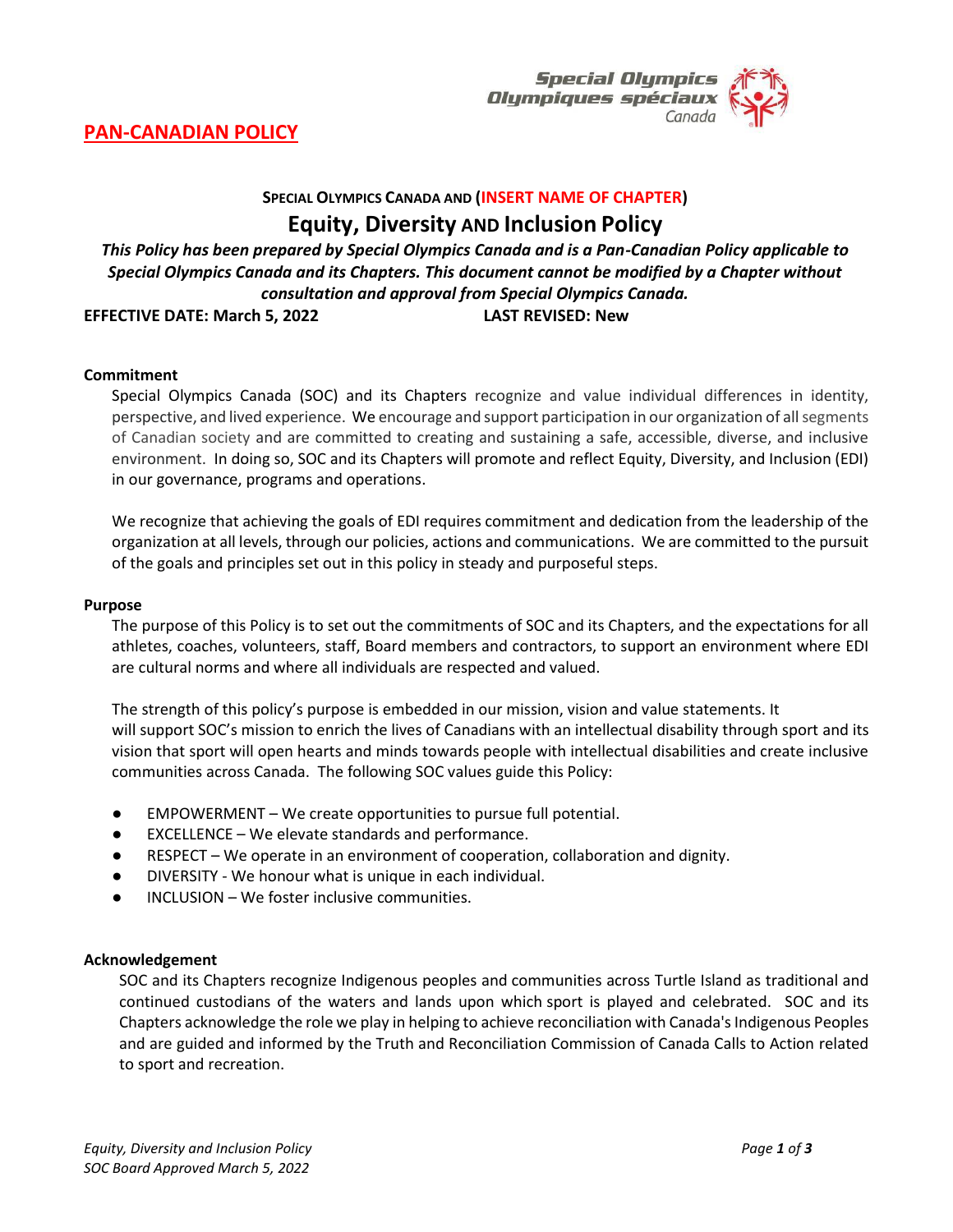**PAN-CANADIAN POLICY**

**SPECIAL OLYMPICS CANADA AND (INSERT NAME OF CHAPTER)**

# Equity, Diversity AND Inclusion Policy

***This Policy has been prepared by Special Olympics Canada and is a Pan-Canadian Policy applicable to Special Olympics Canada and its Chapters. This document cannot be modified by a Chapter without consultation and approval from Special Olympics Canada.***

**EFFECTIVE DATE: March 5, 2022** **LAST REVISED: New**

**Commitment**

Special Olympics Canada (SOC) and its Chapters recognize and value individual differences in identity, perspective, and lived experience. We encourage and support participation in our organization of all segments of Canadian society and are committed to creating and sustaining a safe, accessible, diverse, and inclusive environment. In doing so, SOC and its Chapters will promote and reflect Equity, Diversity, and Inclusion (EDI) in our governance, programs and operations.

We recognize that achieving the goals of EDI requires commitment and dedication from the leadership of the organization at all levels, through our policies, actions and communications. We are committed to the pursuit of the goals and principles set out in this policy in steady and purposeful steps.

**Purpose**

The purpose of this Policy is to set out the commitments of SOC and its Chapters, and the expectations for all athletes, coaches, volunteers, staff, Board members and contractors, to support an environment where EDI are cultural norms and where all individuals are respected and valued.

The strength of this policy's purpose is embedded in our mission, vision and value statements. It will support SOC's mission to enrich the lives of Canadians with an intellectual disability through sport and its vision that sport will open hearts and minds towards people with intellectual disabilities and create inclusive communities across Canada. The following SOC values guide this Policy:

- EMPOWERMENT – We create opportunities to pursue full potential.
- EXCELLENCE – We elevate standards and performance.
- RESPECT – We operate in an environment of cooperation, collaboration and dignity.
- DIVERSITY - We honour what is unique in each individual.
- INCLUSION – We foster inclusive communities.

**Acknowledgement**

SOC and its Chapters recognize Indigenous peoples and communities across Turtle Island as traditional and continued custodians of the waters and lands upon which sport is played and celebrated. SOC and its Chapters acknowledge the role we play in helping to achieve reconciliation with Canada's Indigenous Peoples and are guided and informed by the Truth and Reconciliation Commission of Canada Calls to Action related to sport and recreation.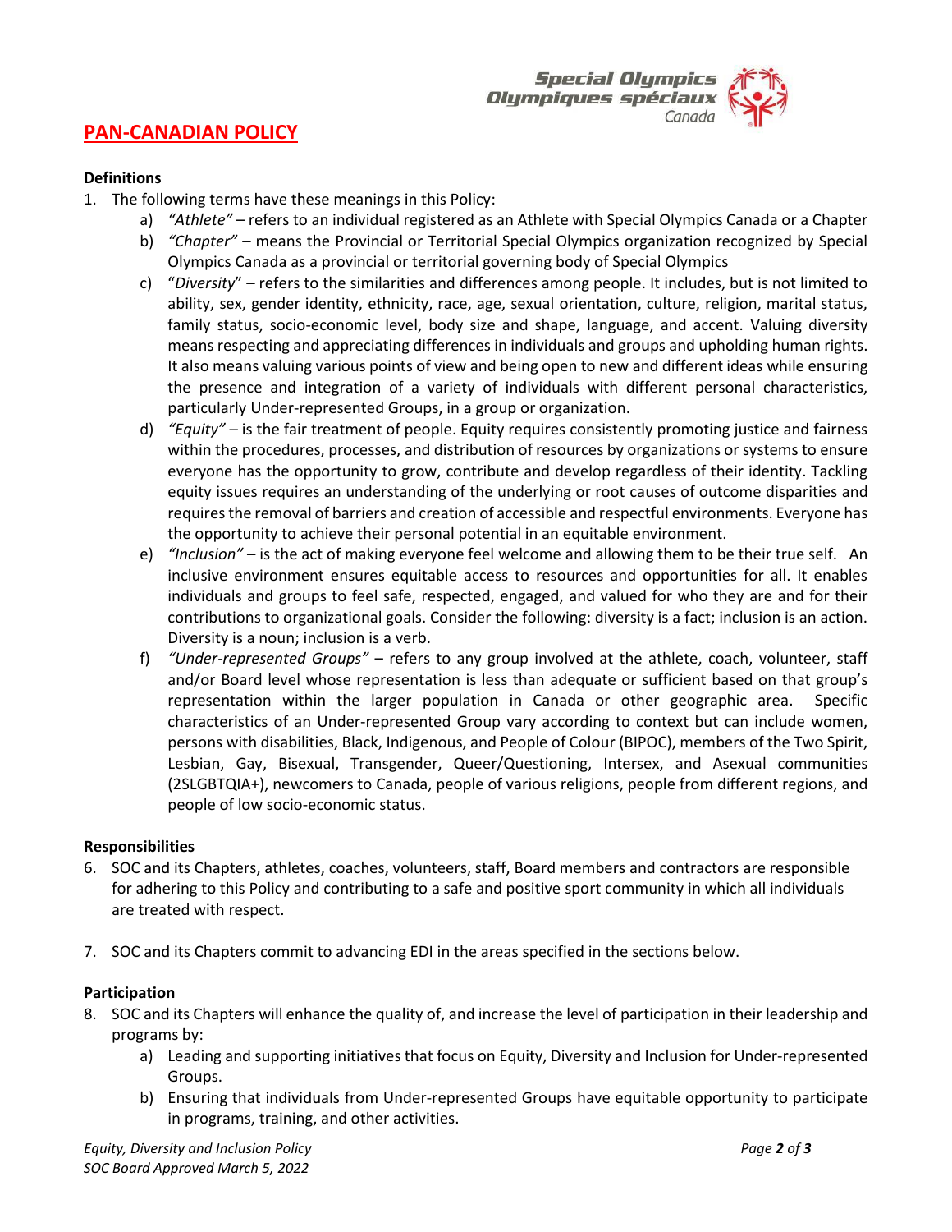## PAN-CANADIAN POLICY

**Definitions**

1. The following terms have these meanings in this Policy:
    a) *"Athlete"* – refers to an individual registered as an Athlete with Special Olympics Canada or a Chapter
    b) *"Chapter"* – means the Provincial or Territorial Special Olympics organization recognized by Special Olympics Canada as a provincial or territorial governing body of Special Olympics
    c) "*Diversity*" – refers to the similarities and differences among people. It includes, but is not limited to ability, sex, gender identity, ethnicity, race, age, sexual orientation, culture, religion, marital status, family status, socio-economic level, body size and shape, language, and accent. Valuing diversity means respecting and appreciating differences in individuals and groups and upholding human rights. It also means valuing various points of view and being open to new and different ideas while ensuring the presence and integration of a variety of individuals with different personal characteristics, particularly Under-represented Groups, in a group or organization.
    d) *"Equity"* – is the fair treatment of people. Equity requires consistently promoting justice and fairness within the procedures, processes, and distribution of resources by organizations or systems to ensure everyone has the opportunity to grow, contribute and develop regardless of their identity. Tackling equity issues requires an understanding of the underlying or root causes of outcome disparities and requires the removal of barriers and creation of accessible and respectful environments. Everyone has the opportunity to achieve their personal potential in an equitable environment.
    e) *"Inclusion"* – is the act of making everyone feel welcome and allowing them to be their true self. An inclusive environment ensures equitable access to resources and opportunities for all. It enables individuals and groups to feel safe, respected, engaged, and valued for who they are and for their contributions to organizational goals. Consider the following: diversity is a fact; inclusion is an action. Diversity is a noun; inclusion is a verb.
    f) *"Under-represented Groups"* – refers to any group involved at the athlete, coach, volunteer, staff and/or Board level whose representation is less than adequate or sufficient based on that group's representation within the larger population in Canada or other geographic area. Specific characteristics of an Under-represented Group vary according to context but can include women, persons with disabilities, Black, Indigenous, and People of Colour (BIPOC), members of the Two Spirit, Lesbian, Gay, Bisexual, Transgender, Queer/Questioning, Intersex, and Asexual communities (2SLGBTQIA+), newcomers to Canada, people of various religions, people from different regions, and people of low socio-economic status.

**Responsibilities**

6. SOC and its Chapters, athletes, coaches, volunteers, staff, Board members and contractors are responsible for adhering to this Policy and contributing to a safe and positive sport community in which all individuals are treated with respect.

7. SOC and its Chapters commit to advancing EDI in the areas specified in the sections below.

**Participation**

8. SOC and its Chapters will enhance the quality of, and increase the level of participation in their leadership and programs by:
    a) Leading and supporting initiatives that focus on Equity, Diversity and Inclusion for Under-represented Groups.
    b) Ensuring that individuals from Under-represented Groups have equitable opportunity to participate in programs, training, and other activities.

*Equity, Diversity and Inclusion Policy*
*SOC Board Approved March 5, 2022*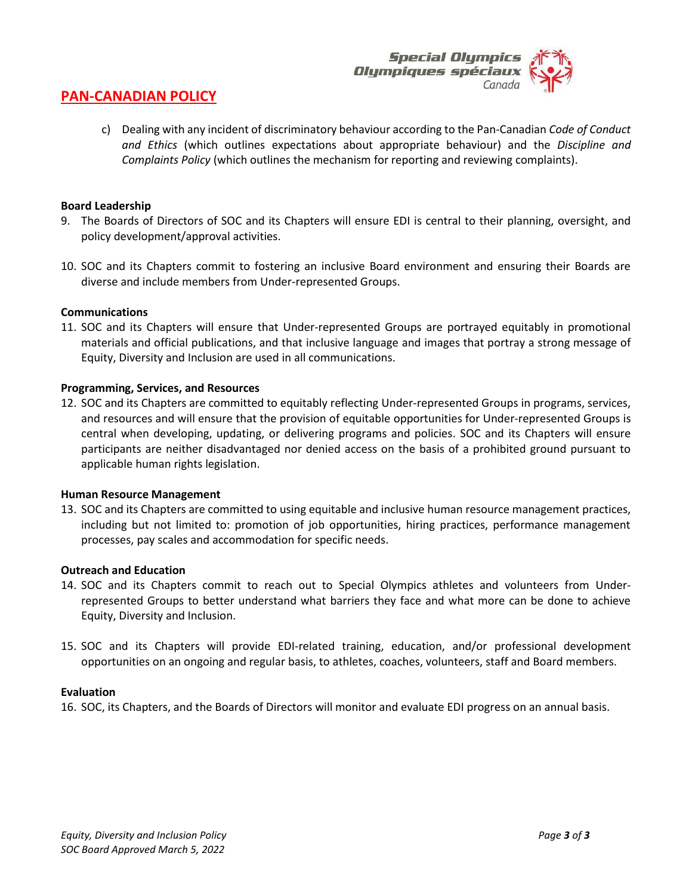c) Dealing with any incident of discriminatory behaviour according to the Pan-Canadian *Code of Conduct and Ethics* (which outlines expectations about appropriate behaviour) and the *Discipline and Complaints Policy* (which outlines the mechanism for reporting and reviewing complaints).

**Board Leadership**

9. The Boards of Directors of SOC and its Chapters will ensure EDI is central to their planning, oversight, and policy development/approval activities.

10. SOC and its Chapters commit to fostering an inclusive Board environment and ensuring their Boards are diverse and include members from Under-represented Groups.

**Communications**

11. SOC and its Chapters will ensure that Under-represented Groups are portrayed equitably in promotional materials and official publications, and that inclusive language and images that portray a strong message of Equity, Diversity and Inclusion are used in all communications.

**Programming, Services, and Resources**

12. SOC and its Chapters are committed to equitably reflecting Under-represented Groups in programs, services, and resources and will ensure that the provision of equitable opportunities for Under-represented Groups is central when developing, updating, or delivering programs and policies. SOC and its Chapters will ensure participants are neither disadvantaged nor denied access on the basis of a prohibited ground pursuant to applicable human rights legislation.

**Human Resource Management**

13. SOC and its Chapters are committed to using equitable and inclusive human resource management practices, including but not limited to: promotion of job opportunities, hiring practices, performance management processes, pay scales and accommodation for specific needs.

**Outreach and Education**

14. SOC and its Chapters commit to reach out to Special Olympics athletes and volunteers from Under-represented Groups to better understand what barriers they face and what more can be done to achieve Equity, Diversity and Inclusion.

15. SOC and its Chapters will provide EDI-related training, education, and/or professional development opportunities on an ongoing and regular basis, to athletes, coaches, volunteers, staff and Board members.

**Evaluation**

16. SOC, its Chapters, and the Boards of Directors will monitor and evaluate EDI progress on an annual basis.